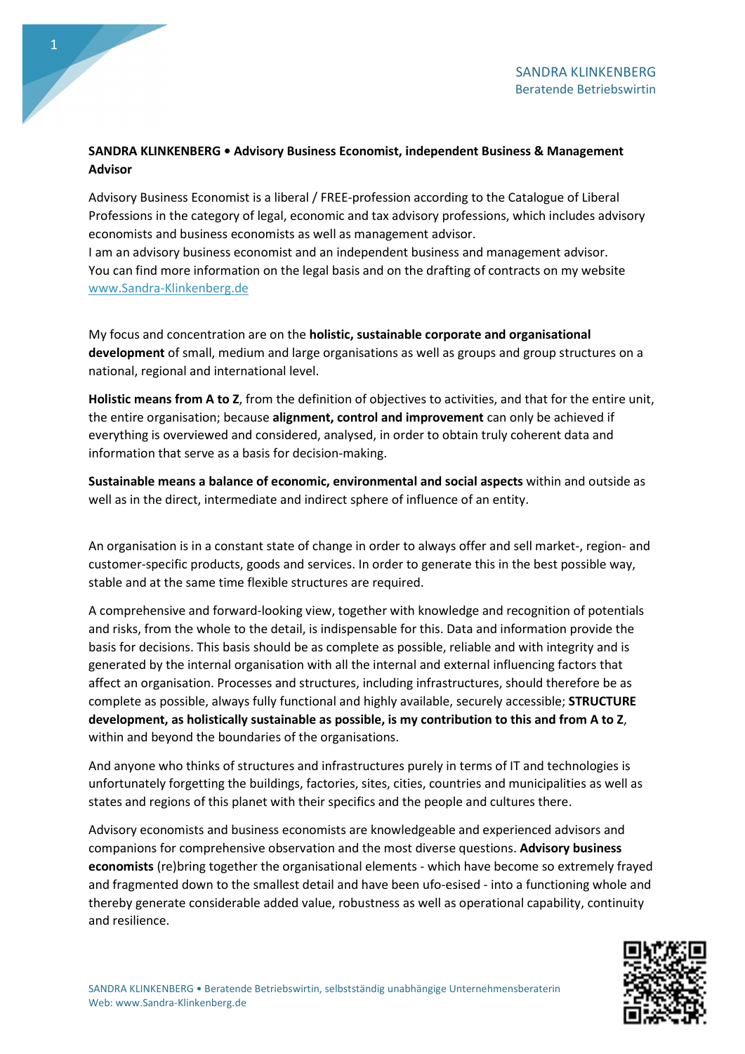**SANDRA KLINKENBERG • Advisory Business Economist, independent Business & Management Advisor**

Advisory Business Economist is a liberal / FREE-profession according to the Catalogue of Liberal Professions in the category of legal, economic and tax advisory professions, which includes advisory economists and business economists as well as management advisor.
I am an advisory business economist and an independent business and management advisor.
You can find more information on the legal basis and on the drafting of contracts on my website www.Sandra-Klinkenberg.de

My focus and concentration are on the **holistic, sustainable corporate and organisational development** of small, medium and large organisations as well as groups and group structures on a national, regional and international level.

**Holistic means from A to Z**, from the definition of objectives to activities, and that for the entire unit, the entire organisation; because **alignment, control and improvement** can only be achieved if everything is overviewed and considered, analysed, in order to obtain truly coherent data and information that serve as a basis for decision-making.

**Sustainable means a balance of economic, environmental and social aspects** within and outside as well as in the direct, intermediate and indirect sphere of influence of an entity.

An organisation is in a constant state of change in order to always offer and sell market-, region- and customer-specific products, goods and services. In order to generate this in the best possible way, stable and at the same time flexible structures are required.

A comprehensive and forward-looking view, together with knowledge and recognition of potentials and risks, from the whole to the detail, is indispensable for this. Data and information provide the basis for decisions. This basis should be as complete as possible, reliable and with integrity and is generated by the internal organisation with all the internal and external influencing factors that affect an organisation. Processes and structures, including infrastructures, should therefore be as complete as possible, always fully functional and highly available, securely accessible; **STRUCTURE development, as holistically sustainable as possible, is my contribution to this and from A to Z**, within and beyond the boundaries of the organisations.

And anyone who thinks of structures and infrastructures purely in terms of IT and technologies is unfortunately forgetting the buildings, factories, sites, cities, countries and municipalities as well as states and regions of this planet with their specifics and the people and cultures there.

Advisory economists and business economists are knowledgeable and experienced advisors and companions for comprehensive observation and the most diverse questions. **Advisory business economists** (re)bring together the organisational elements - which have become so extremely frayed and fragmented down to the smallest detail and have been ufo-esised - into a functioning whole and thereby generate considerable added value, robustness as well as operational capability, continuity and resilience.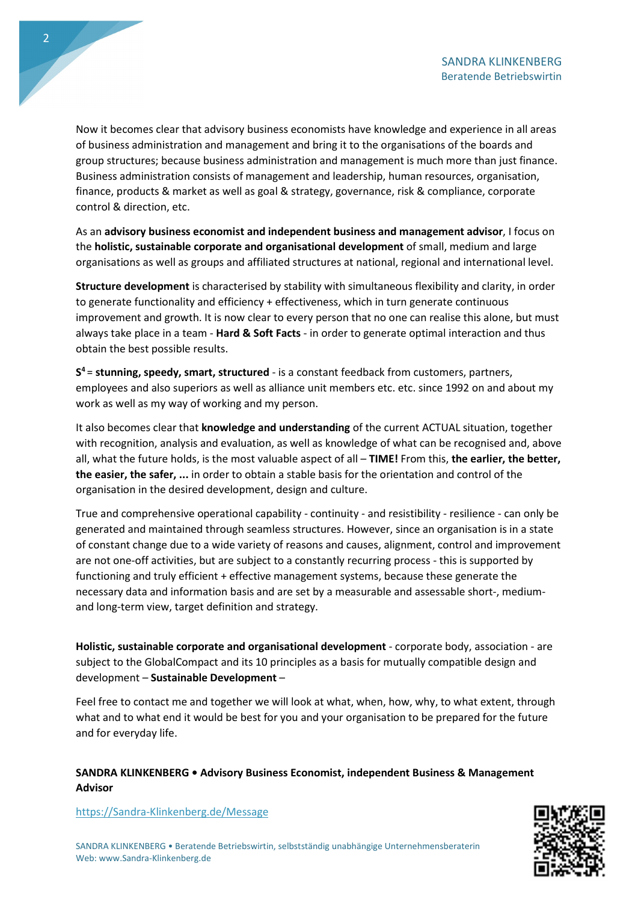Now it becomes clear that advisory business economists have knowledge and experience in all areas of business administration and management and bring it to the organisations of the boards and group structures; because business administration and management is much more than just finance. Business administration consists of management and leadership, human resources, organisation, finance, products & market as well as goal & strategy, governance, risk & compliance, corporate control & direction, etc.

As an **advisory business economist and independent business and management advisor**, I focus on the **holistic, sustainable corporate and organisational development** of small, medium and large organisations as well as groups and affiliated structures at national, regional and international level.

**Structure development** is characterised by stability with simultaneous flexibility and clarity, in order to generate functionality and efficiency + effectiveness, which in turn generate continuous improvement and growth. It is now clear to every person that no one can realise this alone, but must always take place in a team - **Hard & Soft Facts** - in order to generate optimal interaction and thus obtain the best possible results.

**S$^4$ = stunning, speedy, smart, structured** - is a constant feedback from customers, partners, employees and also superiors as well as alliance unit members etc. etc. since 1992 on and about my work as well as my way of working and my person.

It also becomes clear that **knowledge and understanding** of the current ACTUAL situation, together with recognition, analysis and evaluation, as well as knowledge of what can be recognised and, above all, what the future holds, is the most valuable aspect of all – **TIME!** From this, **the earlier, the better, the easier, the safer, ...** in order to obtain a stable basis for the orientation and control of the organisation in the desired development, design and culture.

True and comprehensive operational capability - continuity - and resistibility - resilience - can only be generated and maintained through seamless structures. However, since an organisation is in a state of constant change due to a wide variety of reasons and causes, alignment, control and improvement are not one-off activities, but are subject to a constantly recurring process - this is supported by functioning and truly efficient + effective management systems, because these generate the necessary data and information basis and are set by a measurable and assessable short-, medium- and long-term view, target definition and strategy.

**Holistic, sustainable corporate and organisational development** - corporate body, association - are subject to the GlobalCompact and its 10 principles as a basis for mutually compatible design and development – **Sustainable Development** –

Feel free to contact me and together we will look at what, when, how, why, to what extent, through what and to what end it would be best for you and your organisation to be prepared for the future and for everyday life.

**SANDRA KLINKENBERG • Advisory Business Economist, independent Business & Management Advisor**

https://Sandra-Klinkenberg.de/Message